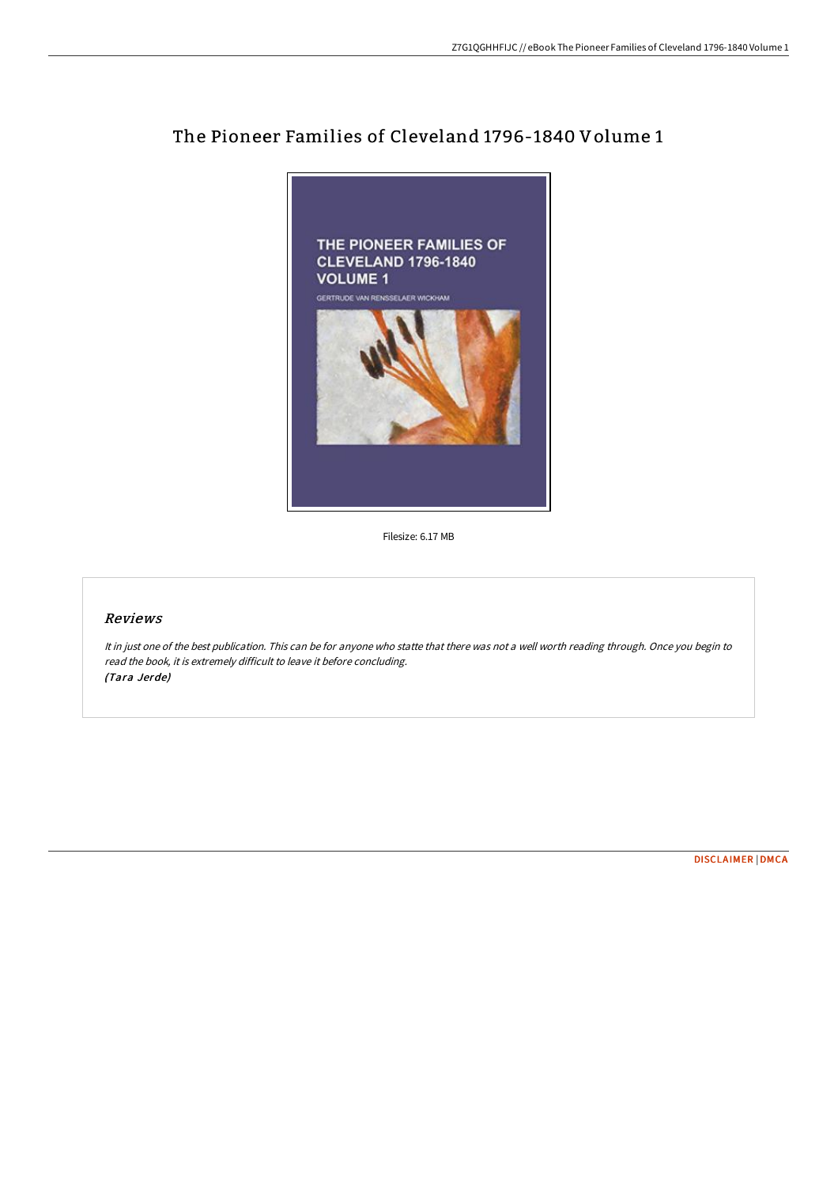# The Pioneer Families of Cleveland 1796-1840 Volume 1

Filesize: 6.17 MB

## *Reviews*

*It in just one of the best publication. This can be for anyone who statte that there was not a well worth reading through. Once you begin to read the book, it is extremely difficult to leave it before concluding.*
*(Tara Jerde)*

DISCLAIMER | DMCA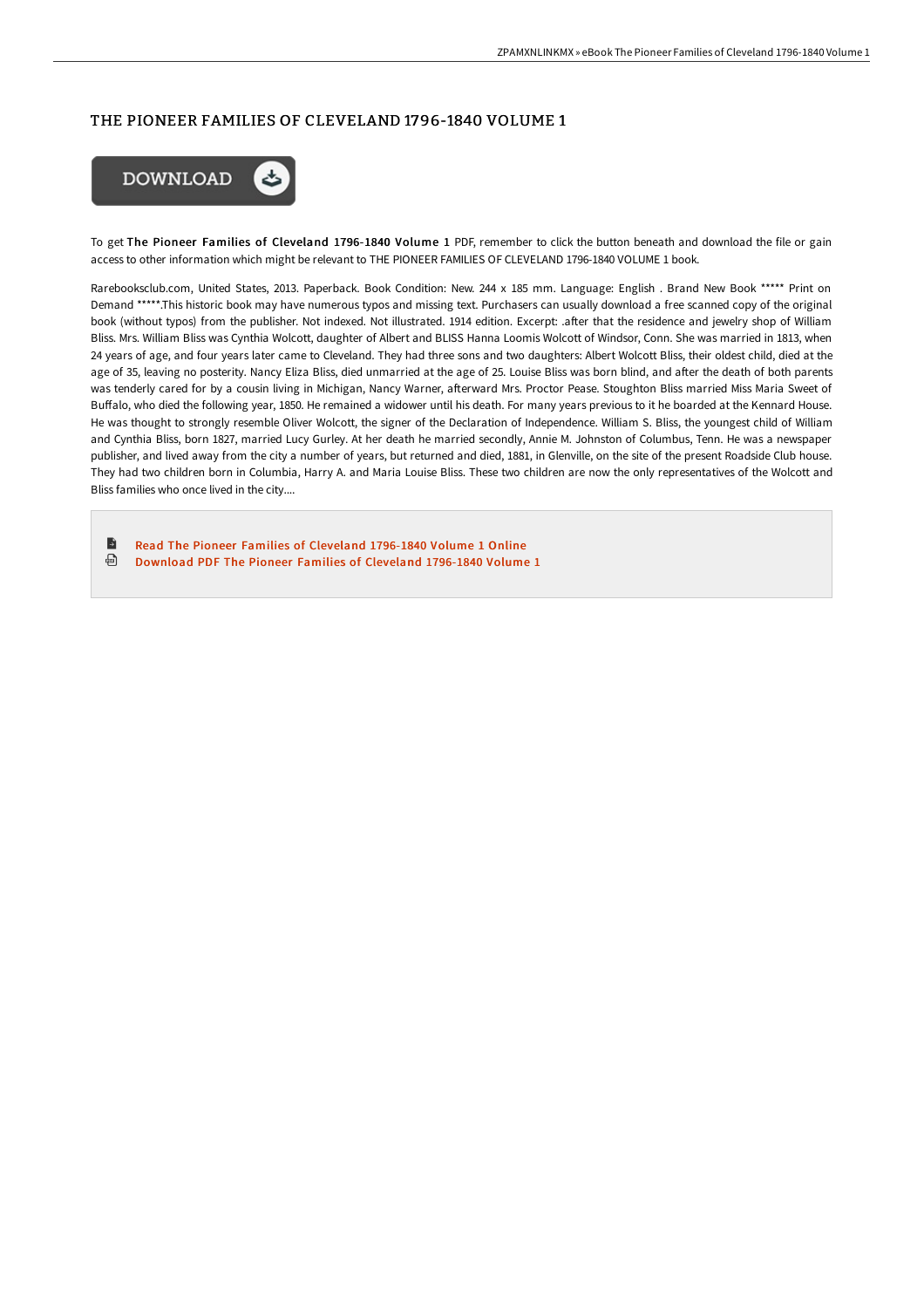# THE PIONEER FAMILIES OF CLEVELAND 1796-1840 VOLUME 1

DOWNLOAD

To get **The Pioneer Families of Cleveland 1796-1840 Volume 1** PDF, remember to click the button beneath and download the file or gain access to other information which might be relevant to THE PIONEER FAMILIES OF CLEVELAND 1796-1840 VOLUME 1 book.

Rarebooksclub.com, United States, 2013. Paperback. Book Condition: New. 244 x 185 mm. Language: English . Brand New Book ***** Print on Demand *****.This historic book may have numerous typos and missing text. Purchasers can usually download a free scanned copy of the original book (without typos) from the publisher. Not indexed. Not illustrated. 1914 edition. Excerpt: .after that the residence and jewelry shop of William Bliss. Mrs. William Bliss was Cynthia Wolcott, daughter of Albert and BLISS Hanna Loomis Wolcott of Windsor, Conn. She was married in 1813, when 24 years of age, and four years later came to Cleveland. They had three sons and two daughters: Albert Wolcott Bliss, their oldest child, died at the age of 35, leaving no posterity. Nancy Eliza Bliss, died unmarried at the age of 25. Louise Bliss was born blind, and after the death of both parents was tenderly cared for by a cousin living in Michigan, Nancy Warner, afterward Mrs. Proctor Pease. Stoughton Bliss married Miss Maria Sweet of Buffalo, who died the following year, 1850. He remained a widower until his death. For many years previous to it he boarded at the Kennard House. He was thought to strongly resemble Oliver Wolcott, the signer of the Declaration of Independence. William S. Bliss, the youngest child of William and Cynthia Bliss, born 1827, married Lucy Gurley. At her death he married secondly, Annie M. Johnston of Columbus, Tenn. He was a newspaper publisher, and lived away from the city a number of years, but returned and died, 1881, in Glenville, on the site of the present Roadside Club house. They had two children born in Columbia, Harry A. and Maria Louise Bliss. These two children are now the only representatives of the Wolcott and Bliss families who once lived in the city....

- Read The Pioneer Families of Cleveland 1796-1840 Volume 1 Online
- Download PDF The Pioneer Families of Cleveland 1796-1840 Volume 1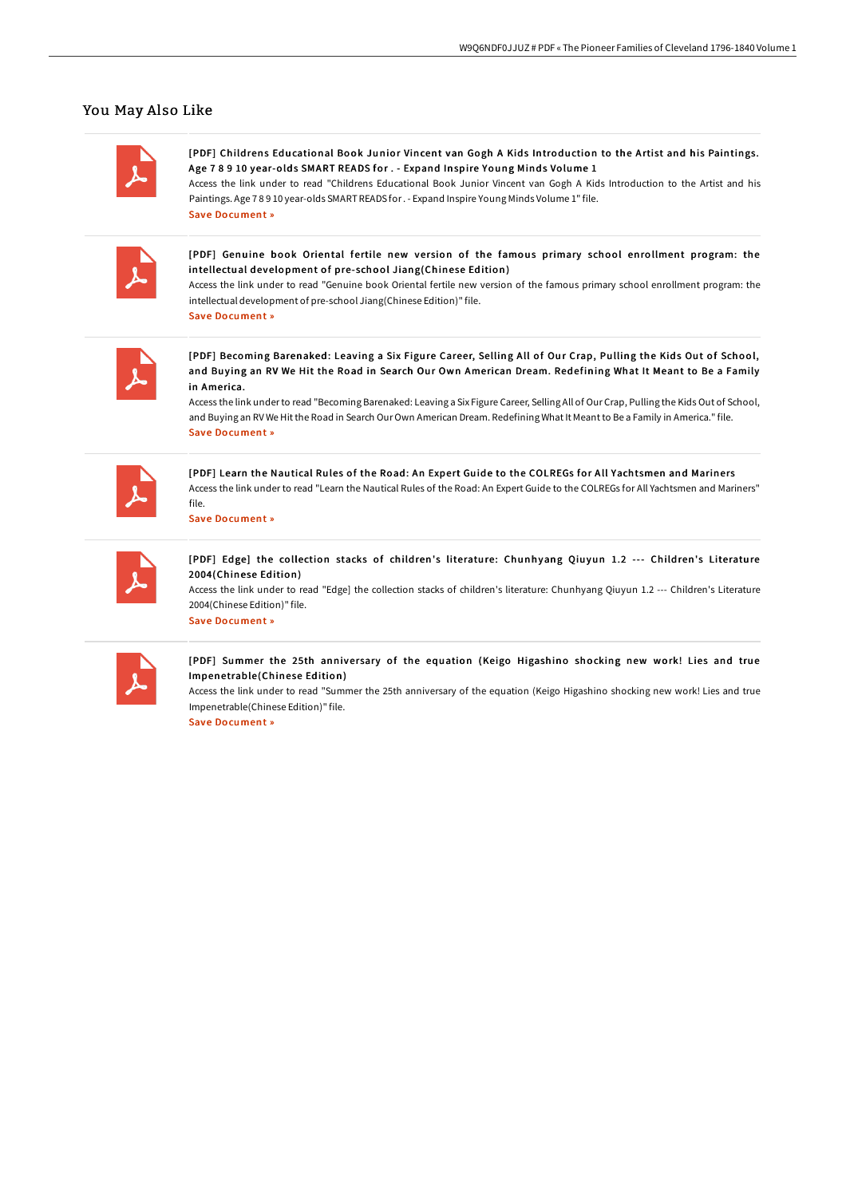## You May Also Like

**[PDF] Childrens Educational Book Junior Vincent van Gogh A Kids Introduction to the Artist and his Paintings. Age 7 8 9 10 year-olds SMART READS for . - Expand Inspire Young Minds Volume 1**

Access the link under to read "Childrens Educational Book Junior Vincent van Gogh A Kids Introduction to the Artist and his Paintings. Age 7 8 9 10 year-olds SMART READS for . - Expand Inspire Young Minds Volume 1" file.

Save Document »

**[PDF] Genuine book Oriental fertile new version of the famous primary school enrollment program: the intellectual development of pre-school Jiang(Chinese Edition)**

Access the link under to read "Genuine book Oriental fertile new version of the famous primary school enrollment program: the intellectual development of pre-school Jiang(Chinese Edition)" file.

Save Document »

**[PDF] Becoming Barenaked: Leaving a Six Figure Career, Selling All of Our Crap, Pulling the Kids Out of School, and Buying an RV We Hit the Road in Search Our Own American Dream. Redefining What It Meant to Be a Family in America.**

Access the link under to read "Becoming Barenaked: Leaving a Six Figure Career, Selling All of Our Crap, Pulling the Kids Out of School, and Buying an RV We Hit the Road in Search Our Own American Dream. Redefining What It Meant to Be a Family in America." file.

Save Document »

**[PDF] Learn the Nautical Rules of the Road: An Expert Guide to the COLREGs for All Yachtsmen and Mariners**

Access the link under to read "Learn the Nautical Rules of the Road: An Expert Guide to the COLREGs for All Yachtsmen and Mariners" file.

Save Document »

**[PDF] Edge] the collection stacks of children's literature: Chunhyang Qiuyun 1.2 --- Children's Literature 2004(Chinese Edition)**

Access the link under to read "Edge] the collection stacks of children's literature: Chunhyang Qiuyun 1.2 --- Children's Literature 2004(Chinese Edition)" file.

Save Document »

**[PDF] Summer the 25th anniversary of the equation (Keigo Higashino shocking new work! Lies and true Impenetrable(Chinese Edition)**

Access the link under to read "Summer the 25th anniversary of the equation (Keigo Higashino shocking new work! Lies and true Impenetrable(Chinese Edition)" file.

Save Document »